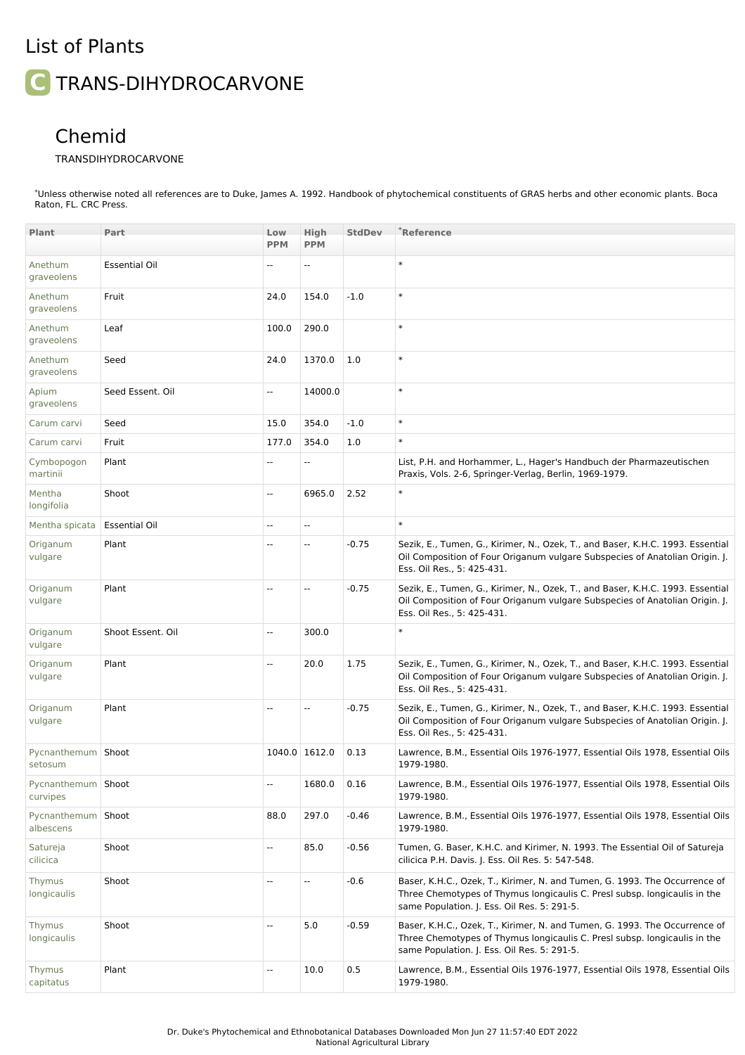# List of Plants

## C TRANS-DIHYDROCARVONE

### Chemid

TRANSDIHYDROCARVONE

*Unless otherwise noted all references are to Duke, James A. 1992. Handbook of phytochemical constituents of GRAS herbs and other economic plants. Boca Raton, FL. CRC Press.

| Plant | Part | Low PPM | High PPM | StdDev | *Reference |
|---|---|---|---|---|---|
| Anethum graveolens | Essential Oil | -- | -- | | * |
| Anethum graveolens | Fruit | 24.0 | 154.0 | -1.0 | * |
| Anethum graveolens | Leaf | 100.0 | 290.0 | | * |
| Anethum graveolens | Seed | 24.0 | 1370.0 | 1.0 | * |
| Apium graveolens | Seed Essent. Oil | -- | 14000.0 | | * |
| Carum carvi | Seed | 15.0 | 354.0 | -1.0 | * |
| Carum carvi | Fruit | 177.0 | 354.0 | 1.0 | * |
| Cymbopogon martinii | Plant | -- | -- | | List, P.H. and Horhammer, L., Hager's Handbuch der Pharmazeutischen Praxis, Vols. 2-6, Springer-Verlag, Berlin, 1969-1979. |
| Mentha longifolia | Shoot | -- | 6965.0 | 2.52 | * |
| Mentha spicata | Essential Oil | -- | -- | | * |
| Origanum vulgare | Plant | -- | -- | -0.75 | Sezik, E., Tumen, G., Kirimer, N., Ozek, T., and Baser, K.H.C. 1993. Essential Oil Composition of Four Origanum vulgare Subspecies of Anatolian Origin. J. Ess. Oil Res., 5: 425-431. |
| Origanum vulgare | Plant | -- | -- | -0.75 | Sezik, E., Tumen, G., Kirimer, N., Ozek, T., and Baser, K.H.C. 1993. Essential Oil Composition of Four Origanum vulgare Subspecies of Anatolian Origin. J. Ess. Oil Res., 5: 425-431. |
| Origanum vulgare | Shoot Essent. Oil | -- | 300.0 | | * |
| Origanum vulgare | Plant | -- | 20.0 | 1.75 | Sezik, E., Tumen, G., Kirimer, N., Ozek, T., and Baser, K.H.C. 1993. Essential Oil Composition of Four Origanum vulgare Subspecies of Anatolian Origin. J. Ess. Oil Res., 5: 425-431. |
| Origanum vulgare | Plant | -- | -- | -0.75 | Sezik, E., Tumen, G., Kirimer, N., Ozek, T., and Baser, K.H.C. 1993. Essential Oil Composition of Four Origanum vulgare Subspecies of Anatolian Origin. J. Ess. Oil Res., 5: 425-431. |
| Pycnanthemum setosum | Shoot | 1040.0 | 1612.0 | 0.13 | Lawrence, B.M., Essential Oils 1976-1977, Essential Oils 1978, Essential Oils 1979-1980. |
| Pycnanthemum curvipes | Shoot | -- | 1680.0 | 0.16 | Lawrence, B.M., Essential Oils 1976-1977, Essential Oils 1978, Essential Oils 1979-1980. |
| Pycnanthemum albescens | Shoot | 88.0 | 297.0 | -0.46 | Lawrence, B.M., Essential Oils 1976-1977, Essential Oils 1978, Essential Oils 1979-1980. |
| Satureja cilicica | Shoot | -- | 85.0 | -0.56 | Tumen, G. Baser, K.H.C. and Kirimer, N. 1993. The Essential Oil of Satureja cilicica P.H. Davis. J. Ess. Oil Res. 5: 547-548. |
| Thymus longicaulis | Shoot | -- | -- | -0.6 | Baser, K.H.C., Ozek, T., Kirimer, N. and Tumen, G. 1993. The Occurrence of Three Chemotypes of Thymus longicaulis C. Presl subsp. longicaulis in the same Population. J. Ess. Oil Res. 5: 291-5. |
| Thymus longicaulis | Shoot | -- | 5.0 | -0.59 | Baser, K.H.C., Ozek, T., Kirimer, N. and Tumen, G. 1993. The Occurrence of Three Chemotypes of Thymus longicaulis C. Presl subsp. longicaulis in the same Population. J. Ess. Oil Res. 5: 291-5. |
| Thymus capitatus | Plant | -- | 10.0 | 0.5 | Lawrence, B.M., Essential Oils 1976-1977, Essential Oils 1978, Essential Oils 1979-1980. |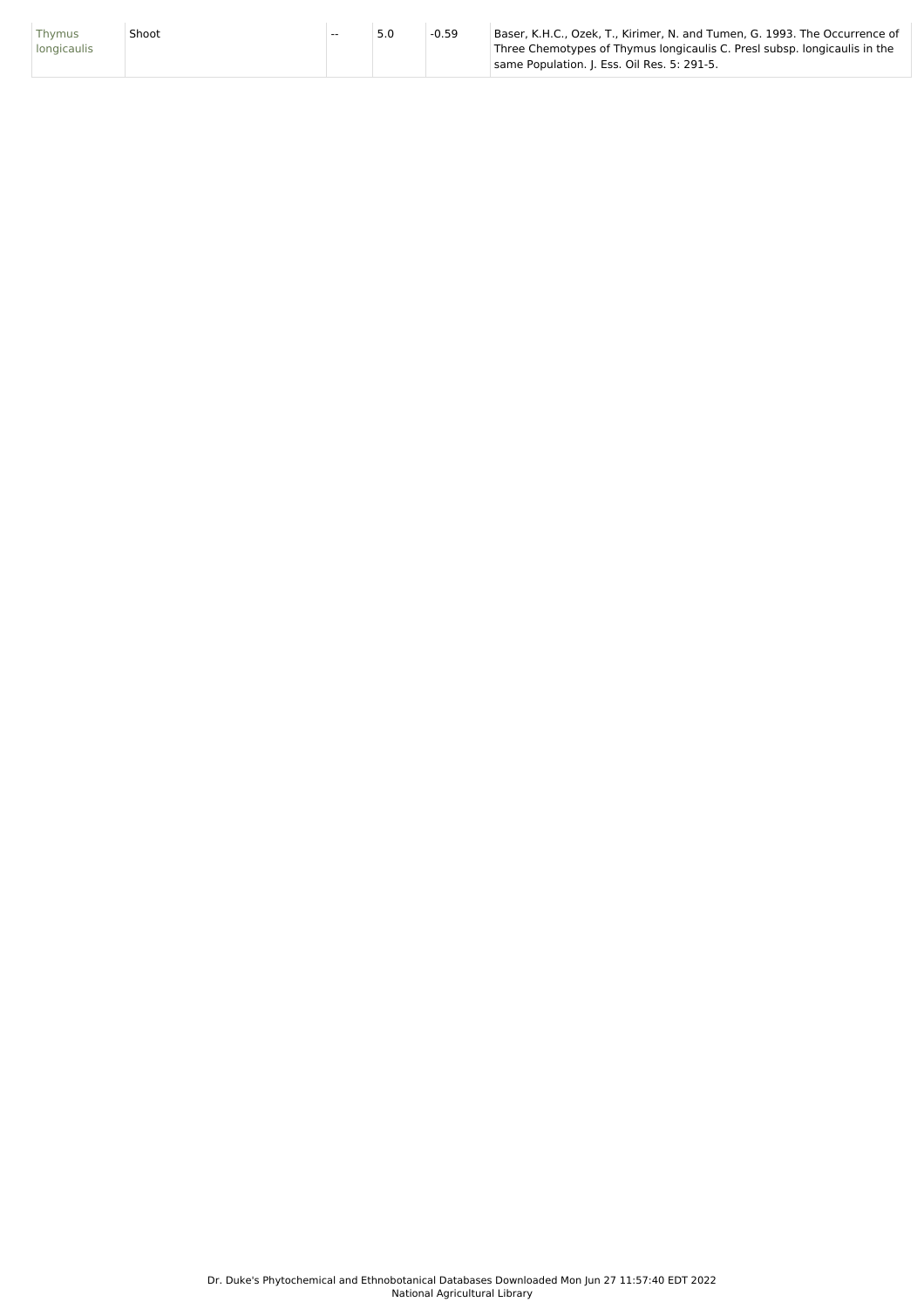| | | | | | |
|---|---|---|---|---|---|
| Thymus longicaulis | Shoot | -- | 5.0 | -0.59 | Baser, K.H.C., Ozek, T., Kirimer, N. and Tumen, G. 1993. The Occurrence of Three Chemotypes of Thymus longicaulis C. Presl subsp. longicaulis in the same Population. J. Ess. Oil Res. 5: 291-5. |